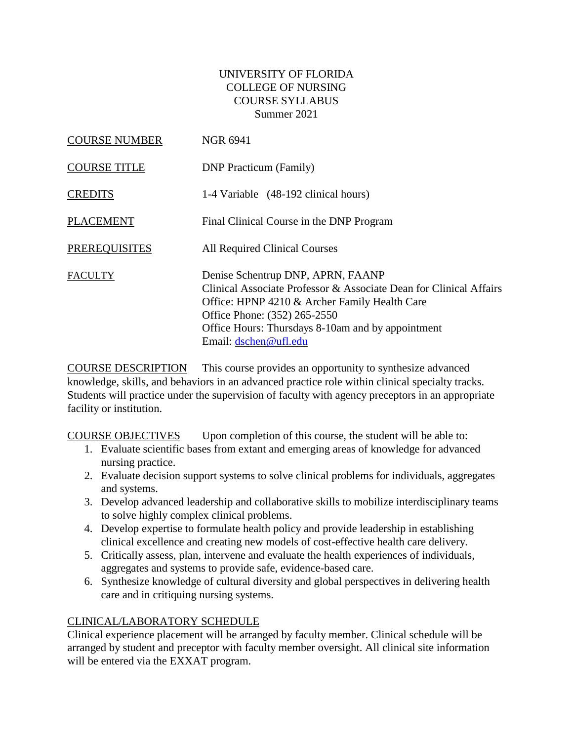UNIVERSITY OF FLORIDA
COLLEGE OF NURSING
COURSE SYLLABUS
Summer 2021

COURSE NUMBER NGR 6941

COURSE TITLE DNP Practicum (Family)

CREDITS 1-4 Variable (48-192 clinical hours)

PLACEMENT Final Clinical Course in the DNP Program

PREREQUISITES All Required Clinical Courses

FACULTY Denise Schentrup DNP, APRN, FAANP
Clinical Associate Professor & Associate Dean for Clinical Affairs
Office: HPNP 4210 & Archer Family Health Care
Office Phone: (352) 265-2550
Office Hours: Thursdays 8-10am and by appointment
Email: dschen@ufl.edu

COURSE DESCRIPTION This course provides an opportunity to synthesize advanced knowledge, skills, and behaviors in an advanced practice role within clinical specialty tracks. Students will practice under the supervision of faculty with agency preceptors in an appropriate facility or institution.

COURSE OBJECTIVES Upon completion of this course, the student will be able to:

1. Evaluate scientific bases from extant and emerging areas of knowledge for advanced nursing practice.
2. Evaluate decision support systems to solve clinical problems for individuals, aggregates and systems.
3. Develop advanced leadership and collaborative skills to mobilize interdisciplinary teams to solve highly complex clinical problems.
4. Develop expertise to formulate health policy and provide leadership in establishing clinical excellence and creating new models of cost-effective health care delivery.
5. Critically assess, plan, intervene and evaluate the health experiences of individuals, aggregates and systems to provide safe, evidence-based care.
6. Synthesize knowledge of cultural diversity and global perspectives in delivering health care and in critiquing nursing systems.

CLINICAL/LABORATORY SCHEDULE

Clinical experience placement will be arranged by faculty member. Clinical schedule will be arranged by student and preceptor with faculty member oversight. All clinical site information will be entered via the EXXAT program.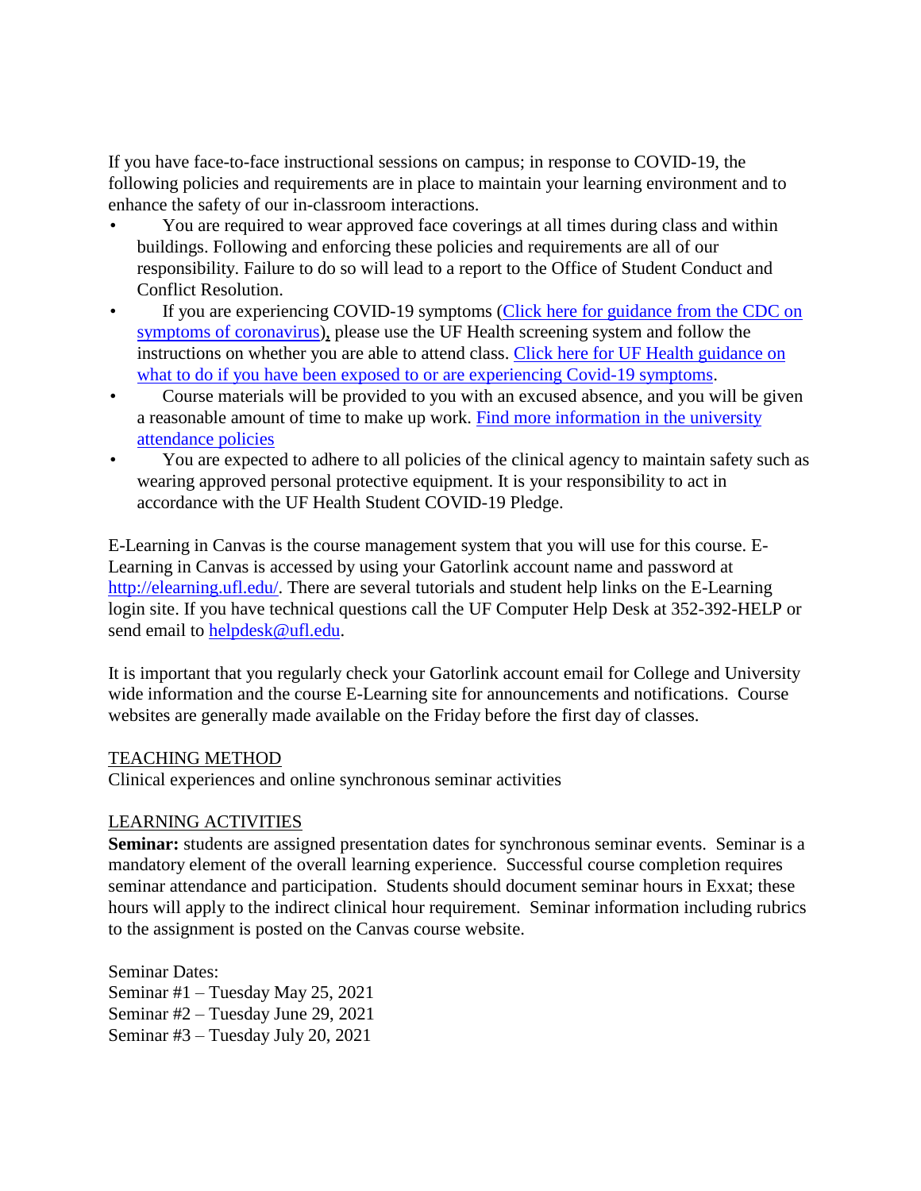If you have face-to-face instructional sessions on campus; in response to COVID-19, the following policies and requirements are in place to maintain your learning environment and to enhance the safety of our in-classroom interactions.

- You are required to wear approved face coverings at all times during class and within buildings. Following and enforcing these policies and requirements are all of our responsibility. Failure to do so will lead to a report to the Office of Student Conduct and Conflict Resolution.
- If you are experiencing COVID-19 symptoms (Click here for guidance from the CDC on symptoms of coronavirus), please use the UF Health screening system and follow the instructions on whether you are able to attend class. Click here for UF Health guidance on what to do if you have been exposed to or are experiencing Covid-19 symptoms.
- Course materials will be provided to you with an excused absence, and you will be given a reasonable amount of time to make up work. Find more information in the university attendance policies
- You are expected to adhere to all policies of the clinical agency to maintain safety such as wearing approved personal protective equipment. It is your responsibility to act in accordance with the UF Health Student COVID-19 Pledge.

E-Learning in Canvas is the course management system that you will use for this course. E-Learning in Canvas is accessed by using your Gatorlink account name and password at http://elearning.ufl.edu/. There are several tutorials and student help links on the E-Learning login site. If you have technical questions call the UF Computer Help Desk at 352-392-HELP or send email to helpdesk@ufl.edu.

It is important that you regularly check your Gatorlink account email for College and University wide information and the course E-Learning site for announcements and notifications. Course websites are generally made available on the Friday before the first day of classes.

## TEACHING METHOD

Clinical experiences and online synchronous seminar activities

## LEARNING ACTIVITIES

**Seminar:** students are assigned presentation dates for synchronous seminar events. Seminar is a mandatory element of the overall learning experience. Successful course completion requires seminar attendance and participation. Students should document seminar hours in Exxat; these hours will apply to the indirect clinical hour requirement. Seminar information including rubrics to the assignment is posted on the Canvas course website.

Seminar Dates:
Seminar #1 – Tuesday May 25, 2021
Seminar #2 – Tuesday June 29, 2021
Seminar #3 – Tuesday July 20, 2021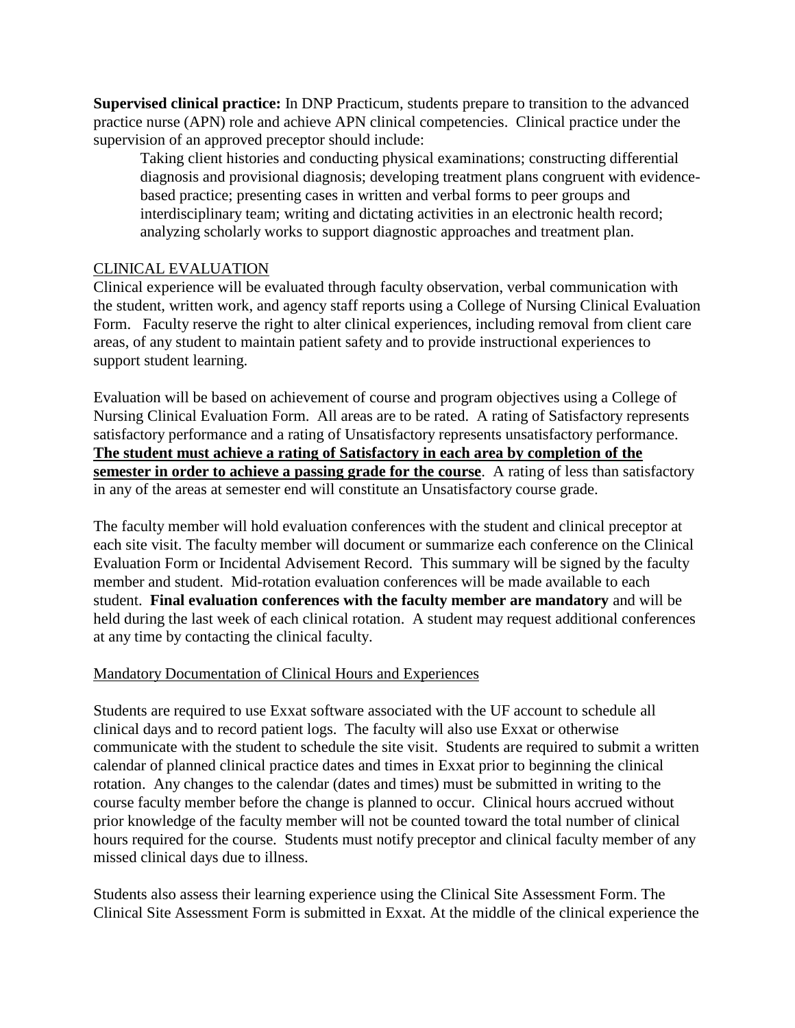**Supervised clinical practice:** In DNP Practicum, students prepare to transition to the advanced practice nurse (APN) role and achieve APN clinical competencies. Clinical practice under the supervision of an approved preceptor should include:

> Taking client histories and conducting physical examinations; constructing differential diagnosis and provisional diagnosis; developing treatment plans congruent with evidence-based practice; presenting cases in written and verbal forms to peer groups and interdisciplinary team; writing and dictating activities in an electronic health record; analyzing scholarly works to support diagnostic approaches and treatment plan.

<u>CLINICAL EVALUATION</u>

Clinical experience will be evaluated through faculty observation, verbal communication with the student, written work, and agency staff reports using a College of Nursing Clinical Evaluation Form. Faculty reserve the right to alter clinical experiences, including removal from client care areas, of any student to maintain patient safety and to provide instructional experiences to support student learning.

Evaluation will be based on achievement of course and program objectives using a College of Nursing Clinical Evaluation Form. All areas are to be rated. A rating of Satisfactory represents satisfactory performance and a rating of Unsatisfactory represents unsatisfactory performance. **<u>The student must achieve a rating of Satisfactory in each area by completion of the semester in order to achieve a passing grade for the course</u>**. A rating of less than satisfactory in any of the areas at semester end will constitute an Unsatisfactory course grade.

The faculty member will hold evaluation conferences with the student and clinical preceptor at each site visit. The faculty member will document or summarize each conference on the Clinical Evaluation Form or Incidental Advisement Record. This summary will be signed by the faculty member and student. Mid-rotation evaluation conferences will be made available to each student. **Final evaluation conferences with the faculty member are mandatory** and will be held during the last week of each clinical rotation. A student may request additional conferences at any time by contacting the clinical faculty.

<u>Mandatory Documentation of Clinical Hours and Experiences</u>

Students are required to use Exxat software associated with the UF account to schedule all clinical days and to record patient logs. The faculty will also use Exxat or otherwise communicate with the student to schedule the site visit. Students are required to submit a written calendar of planned clinical practice dates and times in Exxat prior to beginning the clinical rotation. Any changes to the calendar (dates and times) must be submitted in writing to the course faculty member before the change is planned to occur. Clinical hours accrued without prior knowledge of the faculty member will not be counted toward the total number of clinical hours required for the course. Students must notify preceptor and clinical faculty member of any missed clinical days due to illness.

Students also assess their learning experience using the Clinical Site Assessment Form. The Clinical Site Assessment Form is submitted in Exxat. At the middle of the clinical experience the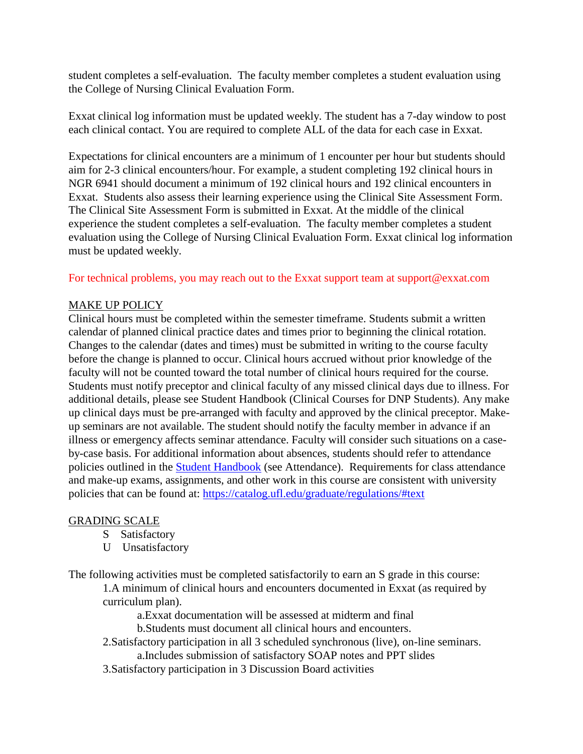student completes a self-evaluation. The faculty member completes a student evaluation using the College of Nursing Clinical Evaluation Form.

Exxat clinical log information must be updated weekly. The student has a 7-day window to post each clinical contact. You are required to complete ALL of the data for each case in Exxat.

Expectations for clinical encounters are a minimum of 1 encounter per hour but students should aim for 2-3 clinical encounters/hour. For example, a student completing 192 clinical hours in NGR 6941 should document a minimum of 192 clinical hours and 192 clinical encounters in Exxat. Students also assess their learning experience using the Clinical Site Assessment Form. The Clinical Site Assessment Form is submitted in Exxat. At the middle of the clinical experience the student completes a self-evaluation. The faculty member completes a student evaluation using the College of Nursing Clinical Evaluation Form. Exxat clinical log information must be updated weekly.

For technical problems, you may reach out to the Exxat support team at support@exxat.com

## MAKE UP POLICY

Clinical hours must be completed within the semester timeframe. Students submit a written calendar of planned clinical practice dates and times prior to beginning the clinical rotation. Changes to the calendar (dates and times) must be submitted in writing to the course faculty before the change is planned to occur. Clinical hours accrued without prior knowledge of the faculty will not be counted toward the total number of clinical hours required for the course. Students must notify preceptor and clinical faculty of any missed clinical days due to illness. For additional details, please see Student Handbook (Clinical Courses for DNP Students). Any make up clinical days must be pre-arranged with faculty and approved by the clinical preceptor. Make-up seminars are not available. The student should notify the faculty member in advance if an illness or emergency affects seminar attendance. Faculty will consider such situations on a case-by-case basis. For additional information about absences, students should refer to attendance policies outlined in the [Student Handbook](Student Handbook) (see Attendance). Requirements for class attendance and make-up exams, assignments, and other work in this course are consistent with university policies that can be found at: [https://catalog.ufl.edu/graduate/regulations/#text](https://catalog.ufl.edu/graduate/regulations/#text)

## GRADING SCALE

- S Satisfactory
- U Unsatisfactory

The following activities must be completed satisfactorily to earn an S grade in this course:

1. A minimum of clinical hours and encounters documented in Exxat (as required by curriculum plan).
    a. Exxat documentation will be assessed at midterm and final
    b. Students must document all clinical hours and encounters.
2. Satisfactory participation in all 3 scheduled synchronous (live), on-line seminars.
    a. Includes submission of satisfactory SOAP notes and PPT slides
3. Satisfactory participation in 3 Discussion Board activities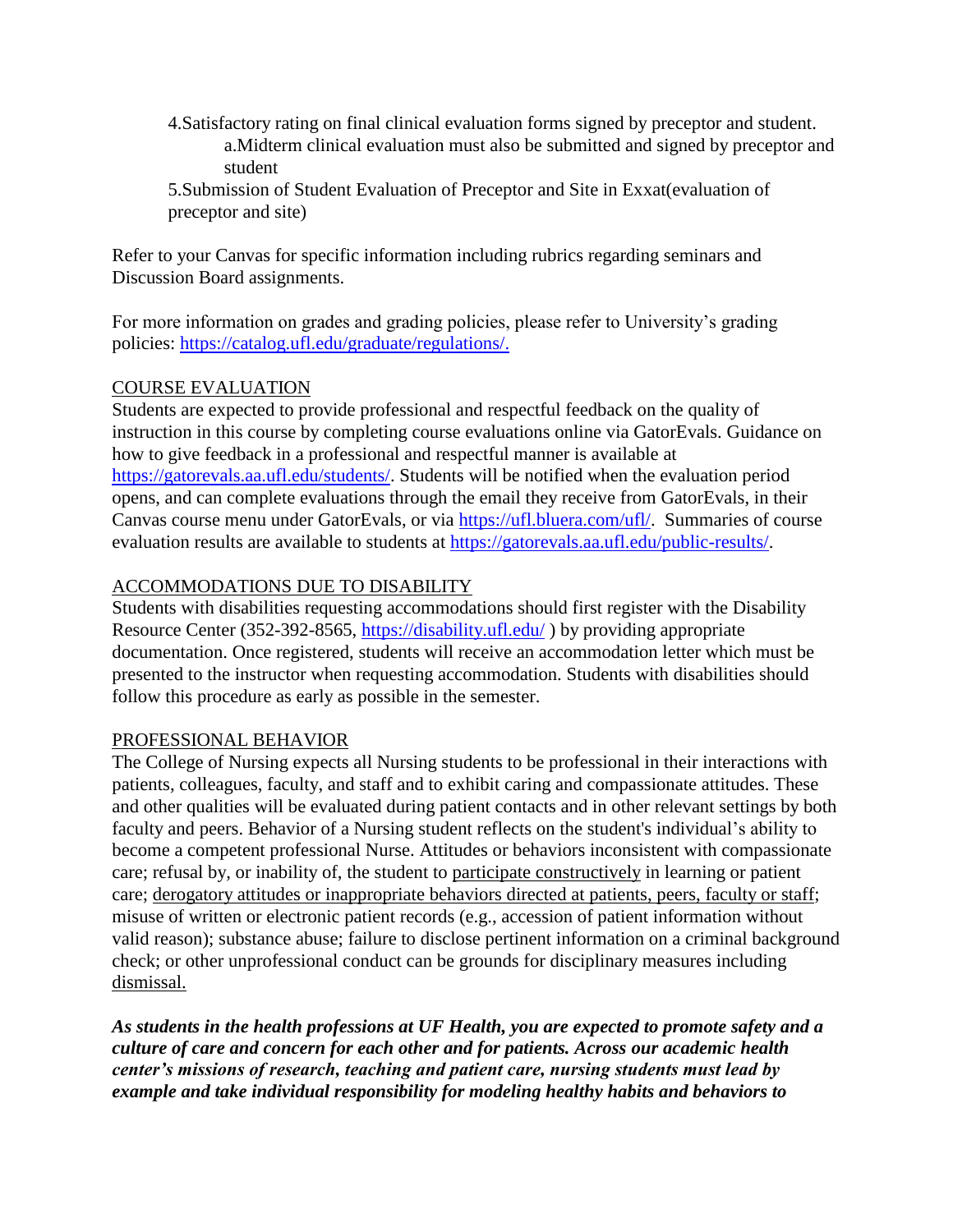4. Satisfactory rating on final clinical evaluation forms signed by preceptor and student.
    a. Midterm clinical evaluation must also be submitted and signed by preceptor and student
5. Submission of Student Evaluation of Preceptor and Site in Exxat(evaluation of preceptor and site)

Refer to your Canvas for specific information including rubrics regarding seminars and Discussion Board assignments.

For more information on grades and grading policies, please refer to University's grading policies: [https://catalog.ufl.edu/graduate/regulations/.](https://catalog.ufl.edu/graduate/regulations/)

## COURSE EVALUATION

Students are expected to provide professional and respectful feedback on the quality of instruction in this course by completing course evaluations online via GatorEvals. Guidance on how to give feedback in a professional and respectful manner is available at [https://gatorevals.aa.ufl.edu/students/](https://gatorevals.aa.ufl.edu/students/). Students will be notified when the evaluation period opens, and can complete evaluations through the email they receive from GatorEvals, in their Canvas course menu under GatorEvals, or via [https://ufl.bluera.com/ufl/](https://ufl.bluera.com/ufl/). Summaries of course evaluation results are available to students at [https://gatorevals.aa.ufl.edu/public-results/](https://gatorevals.aa.ufl.edu/public-results/).

## ACCOMMODATIONS DUE TO DISABILITY

Students with disabilities requesting accommodations should first register with the Disability Resource Center (352-392-8565, [https://disability.ufl.edu/](https://disability.ufl.edu/) ) by providing appropriate documentation. Once registered, students will receive an accommodation letter which must be presented to the instructor when requesting accommodation. Students with disabilities should follow this procedure as early as possible in the semester.

## PROFESSIONAL BEHAVIOR

The College of Nursing expects all Nursing students to be professional in their interactions with patients, colleagues, faculty, and staff and to exhibit caring and compassionate attitudes. These and other qualities will be evaluated during patient contacts and in other relevant settings by both faculty and peers. Behavior of a Nursing student reflects on the student's individual's ability to become a competent professional Nurse. Attitudes or behaviors inconsistent with compassionate care; refusal by, or inability of, the student to participate constructively in learning or patient care; derogatory attitudes or inappropriate behaviors directed at patients, peers, faculty or staff; misuse of written or electronic patient records (e.g., accession of patient information without valid reason); substance abuse; failure to disclose pertinent information on a criminal background check; or other unprofessional conduct can be grounds for disciplinary measures including dismissal.

***As students in the health professions at UF Health, you are expected to promote safety and a culture of care and concern for each other and for patients. Across our academic health center's missions of research, teaching and patient care, nursing students must lead by example and take individual responsibility for modeling healthy habits and behaviors to***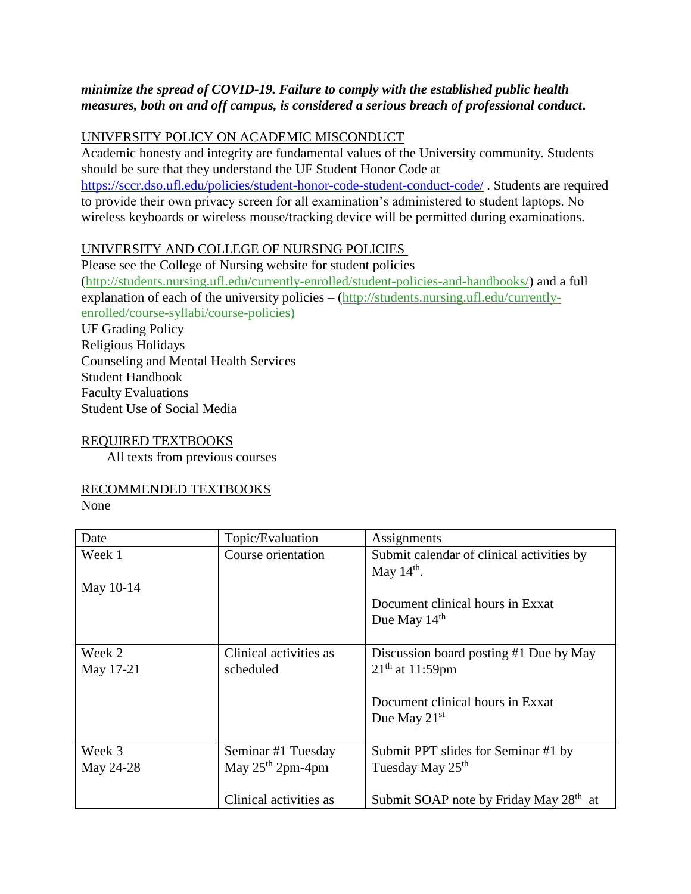***minimize the spread of COVID-19. Failure to comply with the established public health measures, both on and off campus, is considered a serious breach of professional conduct.***

UNIVERSITY POLICY ON ACADEMIC MISCONDUCT

Academic honesty and integrity are fundamental values of the University community. Students should be sure that they understand the UF Student Honor Code at https://sccr.dso.ufl.edu/policies/student-honor-code-student-conduct-code/ . Students are required to provide their own privacy screen for all examination's administered to student laptops. No wireless keyboards or wireless mouse/tracking device will be permitted during examinations.

UNIVERSITY AND COLLEGE OF NURSING POLICIES

Please see the College of Nursing website for student policies (http://students.nursing.ufl.edu/currently-enrolled/student-policies-and-handbooks/) and a full explanation of each of the university policies – (http://students.nursing.ufl.edu/currently-enrolled/course-syllabi/course-policies)

UF Grading Policy
Religious Holidays
Counseling and Mental Health Services
Student Handbook
Faculty Evaluations
Student Use of Social Media

REQUIRED TEXTBOOKS

All texts from previous courses

RECOMMENDED TEXTBOOKS

None

| Date | Topic/Evaluation | Assignments |
|---|---|---|
| Week 1<br><br>May 10-14 | Course orientation | Submit calendar of clinical activities by May 14th.<br><br>Document clinical hours in Exxat Due May 14th |
| Week 2<br>May 17-21 | Clinical activities as scheduled | Discussion board posting #1 Due by May 21th at 11:59pm<br><br>Document clinical hours in Exxat Due May 21st |
| Week 3<br>May 24-28 | Seminar #1 Tuesday May 25th 2pm-4pm<br><br>Clinical activities as | Submit PPT slides for Seminar #1 by Tuesday May 25th<br><br>Submit SOAP note by Friday May 28th at |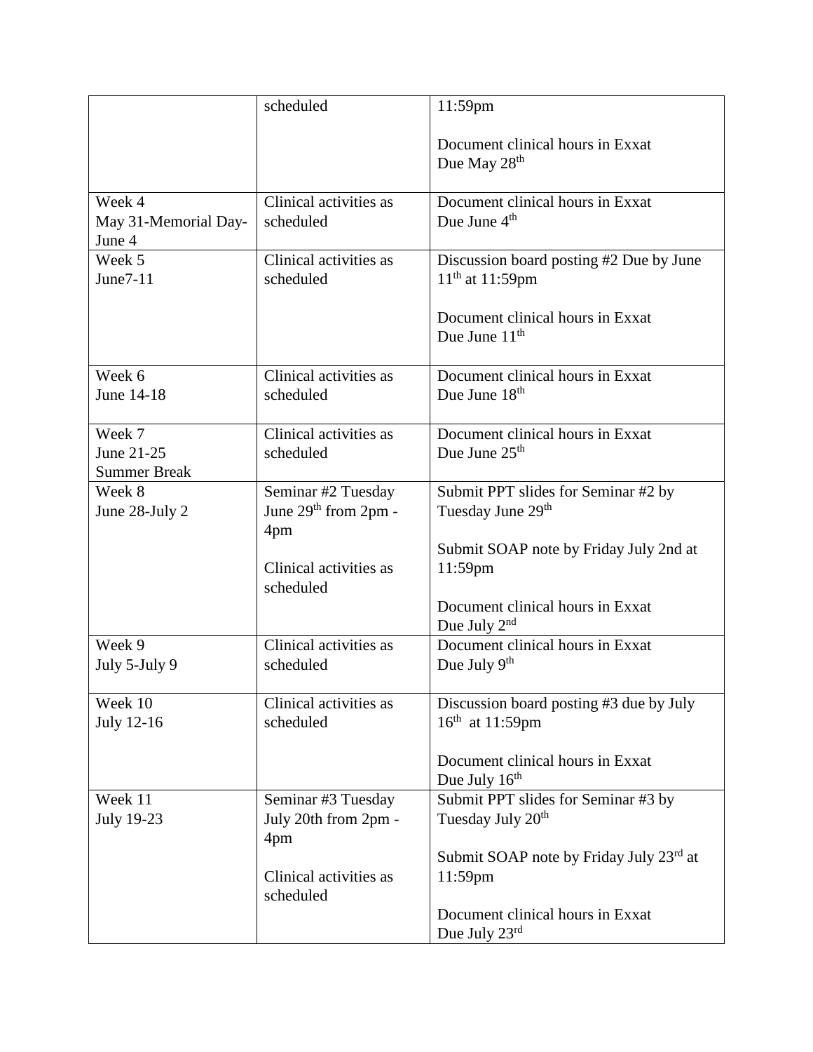| | | |
|---|---|---|
| | scheduled | 11:59pm<br><br>Document clinical hours in Exxat Due May 28th |
| Week 4<br>May 31-Memorial Day-June 4 | Clinical activities as scheduled | Document clinical hours in Exxat Due June 4th |
| Week 5<br>June7-11 | Clinical activities as scheduled | Discussion board posting #2 Due by June 11th at 11:59pm<br><br>Document clinical hours in Exxat Due June 11th |
| Week 6<br>June 14-18 | Clinical activities as scheduled | Document clinical hours in Exxat Due June 18th |
| Week 7<br>June 21-25<br>Summer Break | Clinical activities as scheduled | Document clinical hours in Exxat Due June 25th |
| Week 8<br>June 28-July 2 | Seminar #2 Tuesday June 29th from 2pm - 4pm<br><br>Clinical activities as scheduled | Submit PPT slides for Seminar #2 by Tuesday June 29th<br><br>Submit SOAP note by Friday July 2nd at 11:59pm<br><br>Document clinical hours in Exxat Due July 2nd |
| Week 9<br>July 5-July 9 | Clinical activities as scheduled | Document clinical hours in Exxat Due July 9th |
| Week 10<br>July 12-16 | Clinical activities as scheduled | Discussion board posting #3 due by July 16th at 11:59pm<br><br>Document clinical hours in Exxat Due July 16th |
| Week 11<br>July 19-23 | Seminar #3 Tuesday July 20th from 2pm - 4pm<br><br>Clinical activities as scheduled | Submit PPT slides for Seminar #3 by Tuesday July 20th<br><br>Submit SOAP note by Friday July 23rd at 11:59pm<br><br>Document clinical hours in Exxat Due July 23rd |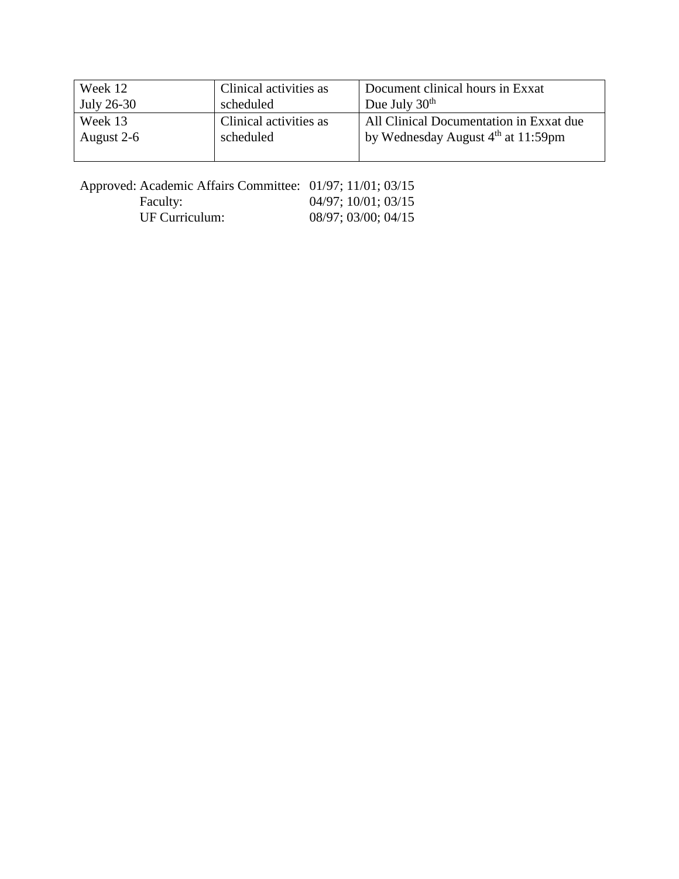| | | |
|---|---|---|
| Week 12<br>July 26-30 | Clinical activities as scheduled | Document clinical hours in Exxat<br>Due July 30th |
| Week 13<br>August 2-6 | Clinical activities as scheduled | All Clinical Documentation in Exxat due by Wednesday August 4th at 11:59pm |

Approved: Academic Affairs Committee: 01/97; 11/01; 03/15
Faculty: 04/97; 10/01; 03/15
UF Curriculum: 08/97; 03/00; 04/15